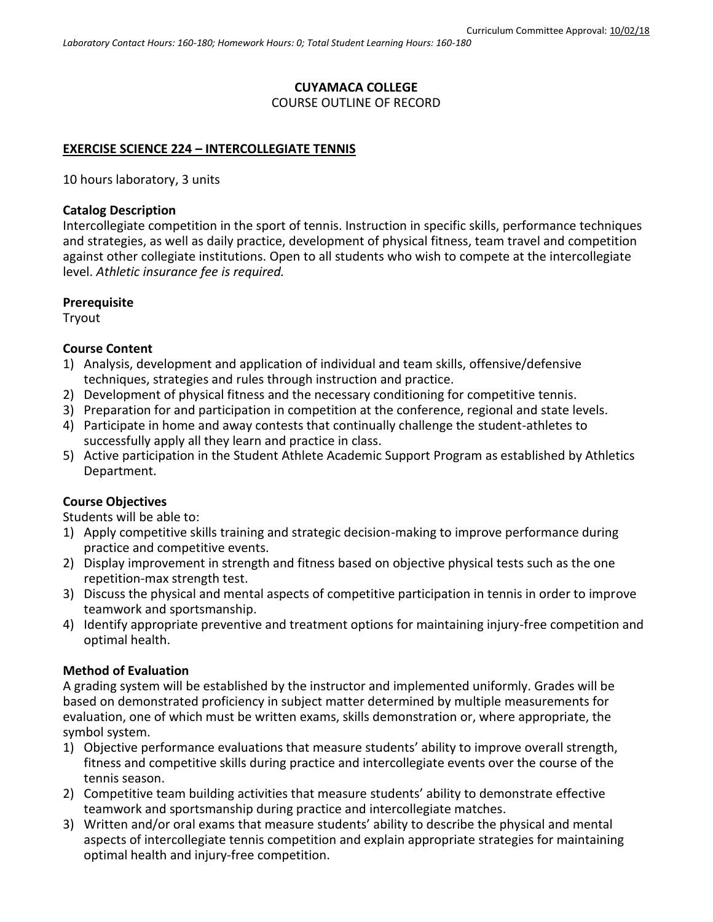Curriculum Committee Approval: 10/02/18

*Laboratory Contact Hours: 160-180; Homework Hours: 0; Total Student Learning Hours: 160-180*

**CUYAMACA COLLEGE**

COURSE OUTLINE OF RECORD

**EXERCISE SCIENCE 224 – INTERCOLLEGIATE TENNIS**

10 hours laboratory, 3 units

**Catalog Description**

Intercollegiate competition in the sport of tennis. Instruction in specific skills, performance techniques and strategies, as well as daily practice, development of physical fitness, team travel and competition against other collegiate institutions. Open to all students who wish to compete at the intercollegiate level. *Athletic insurance fee is required.*

**Prerequisite**

Tryout

**Course Content**

1) Analysis, development and application of individual and team skills, offensive/defensive techniques, strategies and rules through instruction and practice.
2) Development of physical fitness and the necessary conditioning for competitive tennis.
3) Preparation for and participation in competition at the conference, regional and state levels.
4) Participate in home and away contests that continually challenge the student-athletes to successfully apply all they learn and practice in class.
5) Active participation in the Student Athlete Academic Support Program as established by Athletics Department.

**Course Objectives**

Students will be able to:

1) Apply competitive skills training and strategic decision-making to improve performance during practice and competitive events.
2) Display improvement in strength and fitness based on objective physical tests such as the one repetition-max strength test.
3) Discuss the physical and mental aspects of competitive participation in tennis in order to improve teamwork and sportsmanship.
4) Identify appropriate preventive and treatment options for maintaining injury-free competition and optimal health.

**Method of Evaluation**

A grading system will be established by the instructor and implemented uniformly. Grades will be based on demonstrated proficiency in subject matter determined by multiple measurements for evaluation, one of which must be written exams, skills demonstration or, where appropriate, the symbol system.

1) Objective performance evaluations that measure students' ability to improve overall strength, fitness and competitive skills during practice and intercollegiate events over the course of the tennis season.
2) Competitive team building activities that measure students' ability to demonstrate effective teamwork and sportsmanship during practice and intercollegiate matches.
3) Written and/or oral exams that measure students' ability to describe the physical and mental aspects of intercollegiate tennis competition and explain appropriate strategies for maintaining optimal health and injury-free competition.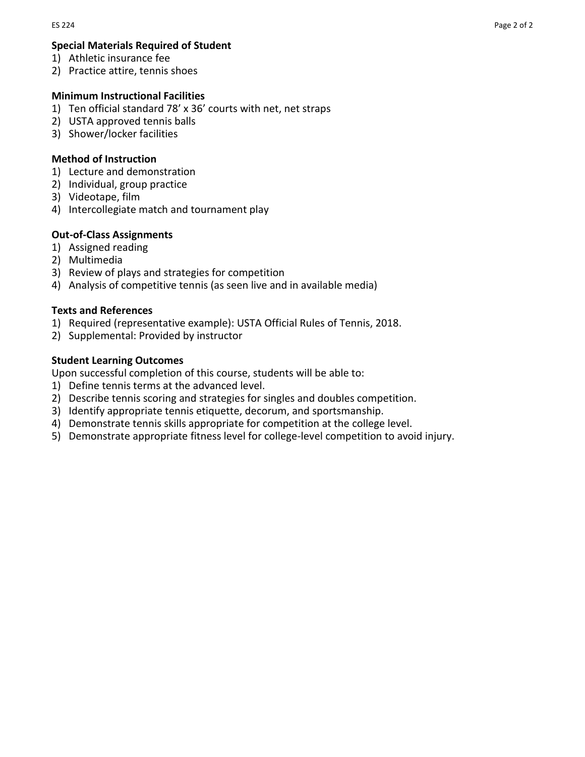**Special Materials Required of Student**

1) Athletic insurance fee
2) Practice attire, tennis shoes

**Minimum Instructional Facilities**

1) Ten official standard 78' x 36' courts with net, net straps
2) USTA approved tennis balls
3) Shower/locker facilities

**Method of Instruction**

1) Lecture and demonstration
2) Individual, group practice
3) Videotape, film
4) Intercollegiate match and tournament play

**Out-of-Class Assignments**

1) Assigned reading
2) Multimedia
3) Review of plays and strategies for competition
4) Analysis of competitive tennis (as seen live and in available media)

**Texts and References**

1) Required (representative example): USTA Official Rules of Tennis, 2018.
2) Supplemental: Provided by instructor

**Student Learning Outcomes**

Upon successful completion of this course, students will be able to:

1) Define tennis terms at the advanced level.
2) Describe tennis scoring and strategies for singles and doubles competition.
3) Identify appropriate tennis etiquette, decorum, and sportsmanship.
4) Demonstrate tennis skills appropriate for competition at the college level.
5) Demonstrate appropriate fitness level for college-level competition to avoid injury.